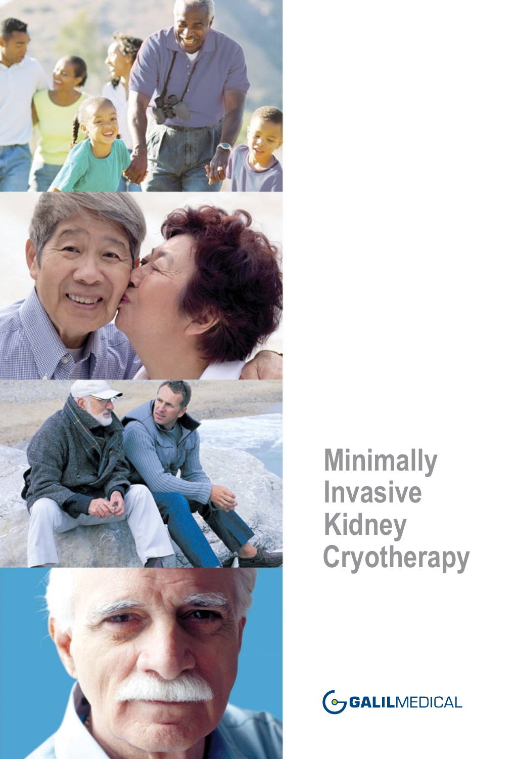# Minimally Invasive Kidney Cryotherapy

GALILMEDICAL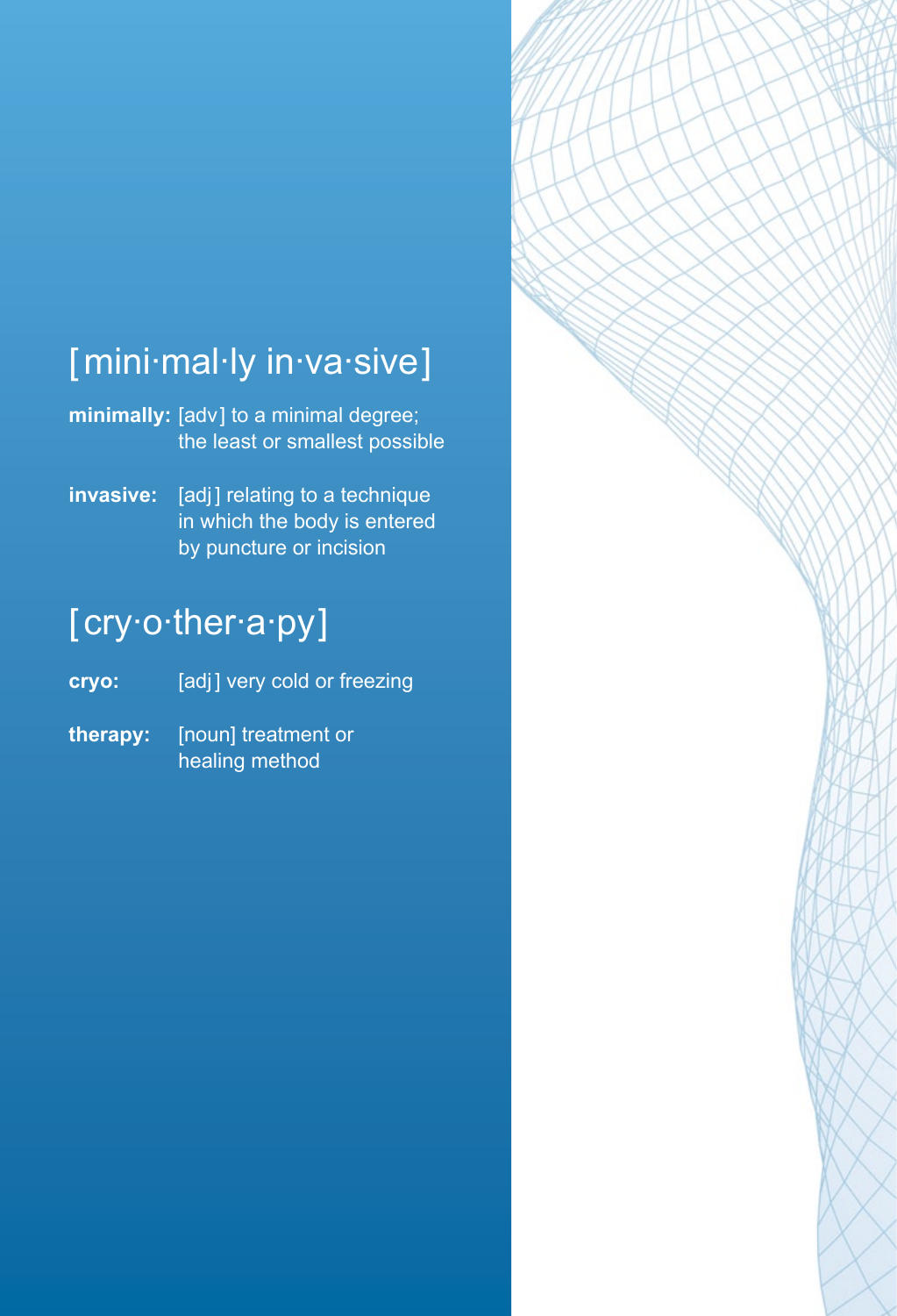## [mini·mal·ly in·va·sive]

**minimally:** [adv] to a minimal degree; the least or smallest possible

**invasive:** [adj] relating to a technique in which the body is entered by puncture or incision

## [cry·o·ther·a·py]

**cryo:** [adj] very cold or freezing

**therapy:** [noun] treatment or healing method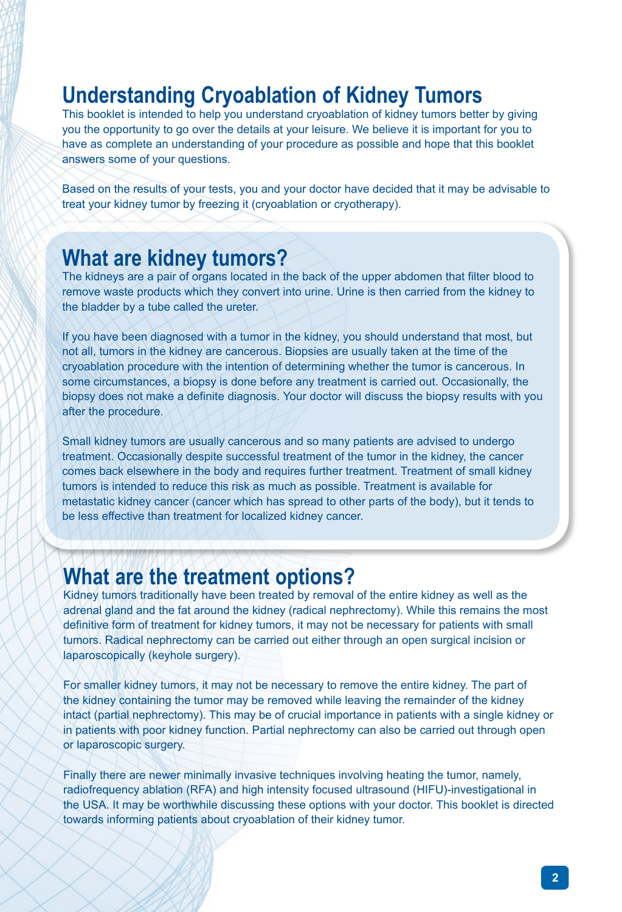# Understanding Cryoablation of Kidney Tumors

This booklet is intended to help you understand cryoablation of kidney tumors better by giving you the opportunity to go over the details at your leisure. We believe it is important for you to have as complete an understanding of your procedure as possible and hope that this booklet answers some of your questions.

Based on the results of your tests, you and your doctor have decided that it may be advisable to treat your kidney tumor by freezing it (cryoablation or cryotherapy).

## What are kidney tumors?

The kidneys are a pair of organs located in the back of the upper abdomen that filter blood to remove waste products which they convert into urine. Urine is then carried from the kidney to the bladder by a tube called the ureter.

If you have been diagnosed with a tumor in the kidney, you should understand that most, but not all, tumors in the kidney are cancerous. Biopsies are usually taken at the time of the cryoablation procedure with the intention of determining whether the tumor is cancerous. In some circumstances, a biopsy is done before any treatment is carried out. Occasionally, the biopsy does not make a definite diagnosis. Your doctor will discuss the biopsy results with you after the procedure.

Small kidney tumors are usually cancerous and so many patients are advised to undergo treatment. Occasionally despite successful treatment of the tumor in the kidney, the cancer comes back elsewhere in the body and requires further treatment. Treatment of small kidney tumors is intended to reduce this risk as much as possible. Treatment is available for metastatic kidney cancer (cancer which has spread to other parts of the body), but it tends to be less effective than treatment for localized kidney cancer.

## What are the treatment options?

Kidney tumors traditionally have been treated by removal of the entire kidney as well as the adrenal gland and the fat around the kidney (radical nephrectomy). While this remains the most definitive form of treatment for kidney tumors, it may not be necessary for patients with small tumors. Radical nephrectomy can be carried out either through an open surgical incision or laparoscopically (keyhole surgery).

For smaller kidney tumors, it may not be necessary to remove the entire kidney. The part of the kidney containing the tumor may be removed while leaving the remainder of the kidney intact (partial nephrectomy). This may be of crucial importance in patients with a single kidney or in patients with poor kidney function. Partial nephrectomy can also be carried out through open or laparoscopic surgery.

Finally there are newer minimally invasive techniques involving heating the tumor, namely, radiofrequency ablation (RFA) and high intensity focused ultrasound (HIFU)-investigational in the USA. It may be worthwhile discussing these options with your doctor. This booklet is directed towards informing patients about cryoablation of their kidney tumor.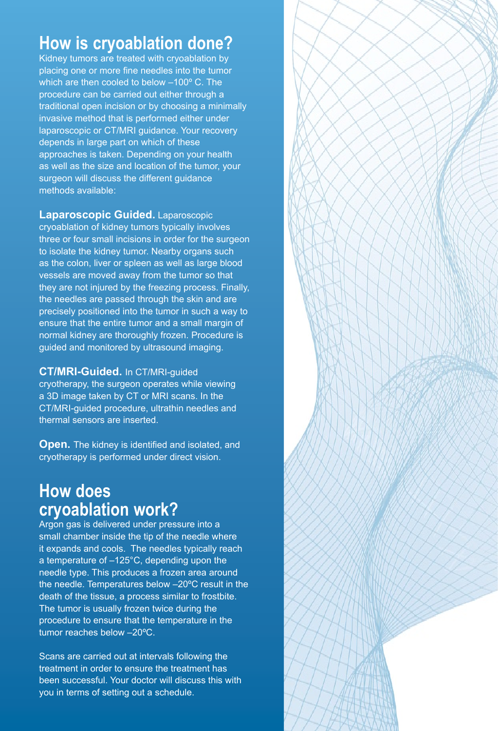## How is cryoablation done?

Kidney tumors are treated with cryoablation by placing one or more fine needles into the tumor which are then cooled to below –100º C. The procedure can be carried out either through a traditional open incision or by choosing a minimally invasive method that is performed either under laparoscopic or CT/MRI guidance. Your recovery depends in large part on which of these approaches is taken. Depending on your health as well as the size and location of the tumor, your surgeon will discuss the different guidance methods available:

**Laparoscopic Guided.** Laparoscopic cryoablation of kidney tumors typically involves three or four small incisions in order for the surgeon to isolate the kidney tumor. Nearby organs such as the colon, liver or spleen as well as large blood vessels are moved away from the tumor so that they are not injured by the freezing process. Finally, the needles are passed through the skin and are precisely positioned into the tumor in such a way to ensure that the entire tumor and a small margin of normal kidney are thoroughly frozen. Procedure is guided and monitored by ultrasound imaging.

**CT/MRI-Guided.** In CT/MRI-guided cryotherapy, the surgeon operates while viewing a 3D image taken by CT or MRI scans. In the CT/MRI-guided procedure, ultrathin needles and thermal sensors are inserted.

**Open.** The kidney is identified and isolated, and cryotherapy is performed under direct vision.

## How does cryoablation work?

Argon gas is delivered under pressure into a small chamber inside the tip of the needle where it expands and cools. The needles typically reach a temperature of –125°C, depending upon the needle type. This produces a frozen area around the needle. Temperatures below –20ºC result in the death of the tissue, a process similar to frostbite. The tumor is usually frozen twice during the procedure to ensure that the temperature in the tumor reaches below –20ºC.

Scans are carried out at intervals following the treatment in order to ensure the treatment has been successful. Your doctor will discuss this with you in terms of setting out a schedule.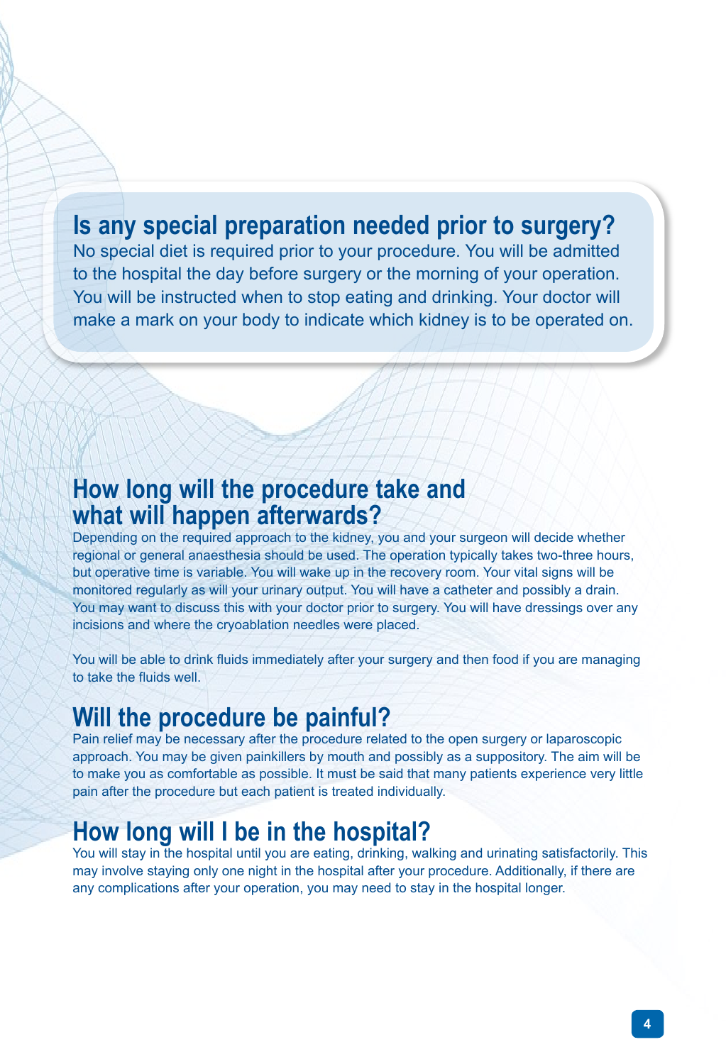## Is any special preparation needed prior to surgery?

No special diet is required prior to your procedure. You will be admitted to the hospital the day before surgery or the morning of your operation. You will be instructed when to stop eating and drinking. Your doctor will make a mark on your body to indicate which kidney is to be operated on.

## How long will the procedure take and what will happen afterwards?

Depending on the required approach to the kidney, you and your surgeon will decide whether regional or general anaesthesia should be used. The operation typically takes two-three hours, but operative time is variable. You will wake up in the recovery room. Your vital signs will be monitored regularly as will your urinary output. You will have a catheter and possibly a drain. You may want to discuss this with your doctor prior to surgery. You will have dressings over any incisions and where the cryoablation needles were placed.

You will be able to drink fluids immediately after your surgery and then food if you are managing to take the fluids well.

## Will the procedure be painful?

Pain relief may be necessary after the procedure related to the open surgery or laparoscopic approach. You may be given painkillers by mouth and possibly as a suppository. The aim will be to make you as comfortable as possible. It must be said that many patients experience very little pain after the procedure but each patient is treated individually.

## How long will I be in the hospital?

You will stay in the hospital until you are eating, drinking, walking and urinating satisfactorily. This may involve staying only one night in the hospital after your procedure. Additionally, if there are any complications after your operation, you may need to stay in the hospital longer.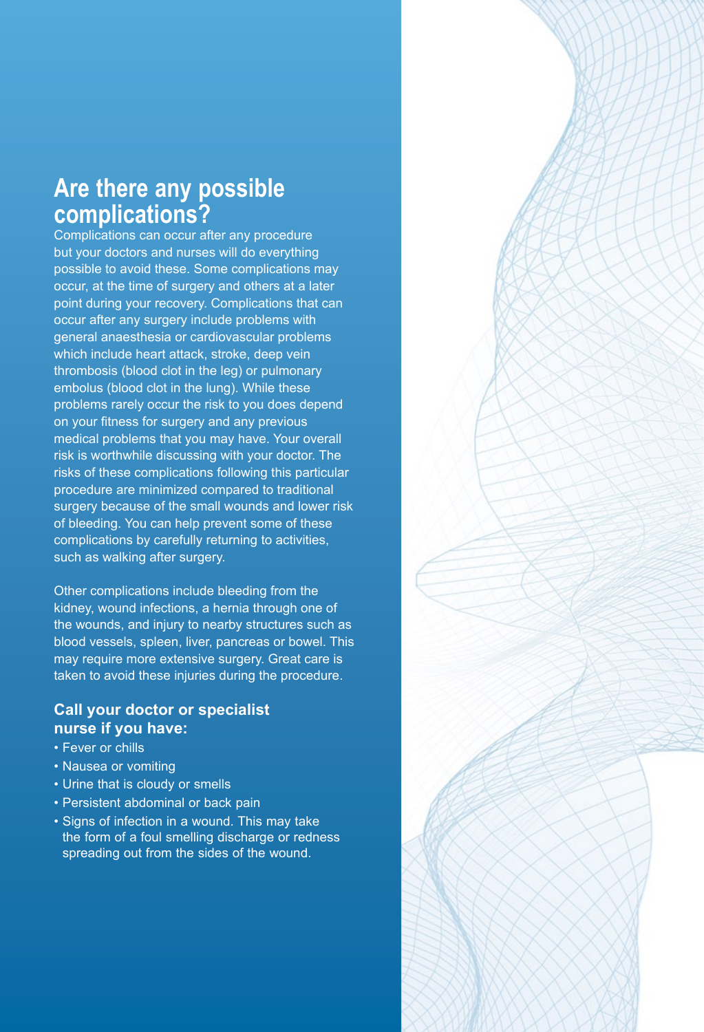## Are there any possible complications?

Complications can occur after any procedure but your doctors and nurses will do everything possible to avoid these. Some complications may occur, at the time of surgery and others at a later point during your recovery. Complications that can occur after any surgery include problems with general anaesthesia or cardiovascular problems which include heart attack, stroke, deep vein thrombosis (blood clot in the leg) or pulmonary embolus (blood clot in the lung). While these problems rarely occur the risk to you does depend on your fitness for surgery and any previous medical problems that you may have. Your overall risk is worthwhile discussing with your doctor. The risks of these complications following this particular procedure are minimized compared to traditional surgery because of the small wounds and lower risk of bleeding. You can help prevent some of these complications by carefully returning to activities, such as walking after surgery.

Other complications include bleeding from the kidney, wound infections, a hernia through one of the wounds, and injury to nearby structures such as blood vessels, spleen, liver, pancreas or bowel. This may require more extensive surgery. Great care is taken to avoid these injuries during the procedure.

### Call your doctor or specialist nurse if you have:

- Fever or chills
- Nausea or vomiting
- Urine that is cloudy or smells
- Persistent abdominal or back pain
- Signs of infection in a wound. This may take the form of a foul smelling discharge or redness spreading out from the sides of the wound.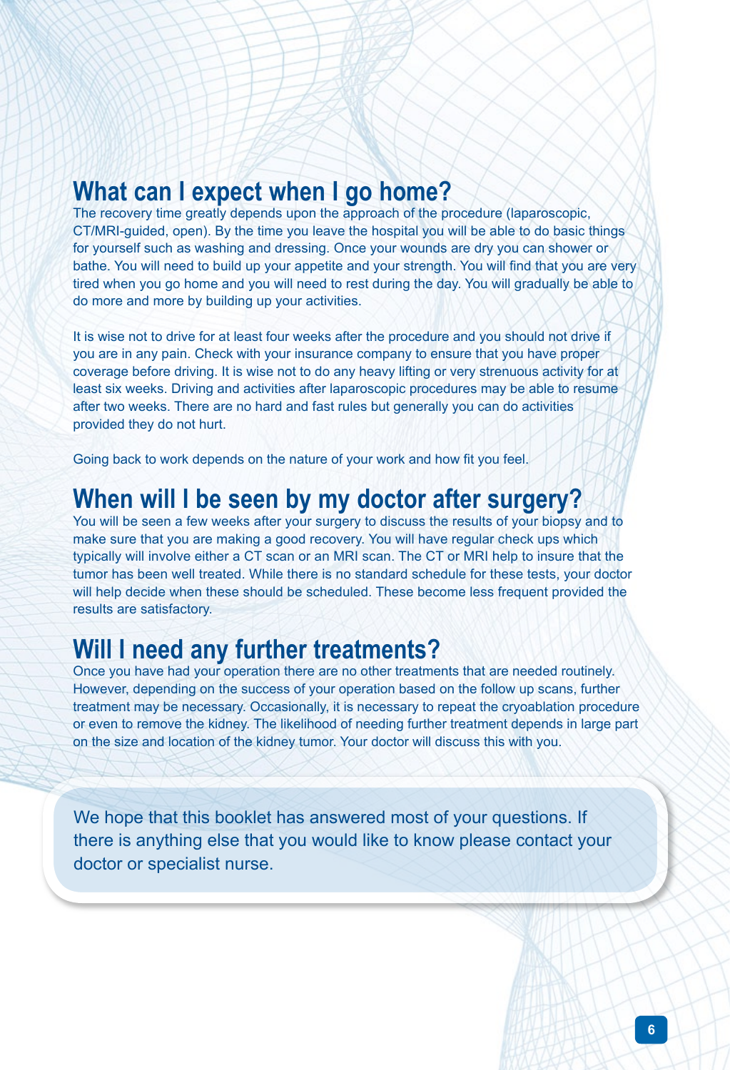## What can I expect when I go home?

The recovery time greatly depends upon the approach of the procedure (laparoscopic, CT/MRI-guided, open). By the time you leave the hospital you will be able to do basic things for yourself such as washing and dressing. Once your wounds are dry you can shower or bathe. You will need to build up your appetite and your strength. You will find that you are very tired when you go home and you will need to rest during the day. You will gradually be able to do more and more by building up your activities.

It is wise not to drive for at least four weeks after the procedure and you should not drive if you are in any pain. Check with your insurance company to ensure that you have proper coverage before driving. It is wise not to do any heavy lifting or very strenuous activity for at least six weeks. Driving and activities after laparoscopic procedures may be able to resume after two weeks. There are no hard and fast rules but generally you can do activities provided they do not hurt.

Going back to work depends on the nature of your work and how fit you feel.

## When will I be seen by my doctor after surgery?

You will be seen a few weeks after your surgery to discuss the results of your biopsy and to make sure that you are making a good recovery. You will have regular check ups which typically will involve either a CT scan or an MRI scan. The CT or MRI help to insure that the tumor has been well treated. While there is no standard schedule for these tests, your doctor will help decide when these should be scheduled. These become less frequent provided the results are satisfactory.

## Will I need any further treatments?

Once you have had your operation there are no other treatments that are needed routinely. However, depending on the success of your operation based on the follow up scans, further treatment may be necessary. Occasionally, it is necessary to repeat the cryoablation procedure or even to remove the kidney. The likelihood of needing further treatment depends in large part on the size and location of the kidney tumor. Your doctor will discuss this with you.

We hope that this booklet has answered most of your questions. If there is anything else that you would like to know please contact your doctor or specialist nurse.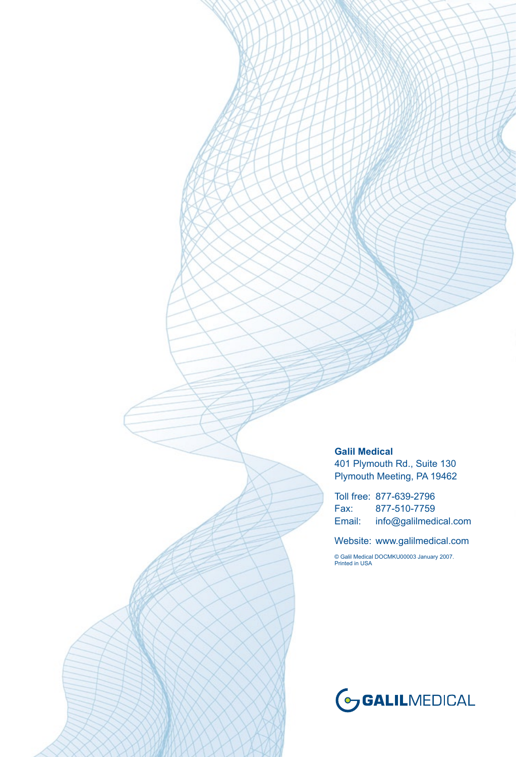**Galil Medical**
401 Plymouth Rd., Suite 130
Plymouth Meeting, PA 19462

Toll free: 877-639-2796
Fax: 877-510-7759
Email: info@galilmedical.com

Website: www.galilmedical.com

© Galil Medical DOCMKU00003 January 2007.
Printed in USA

**GALIL**MEDICAL